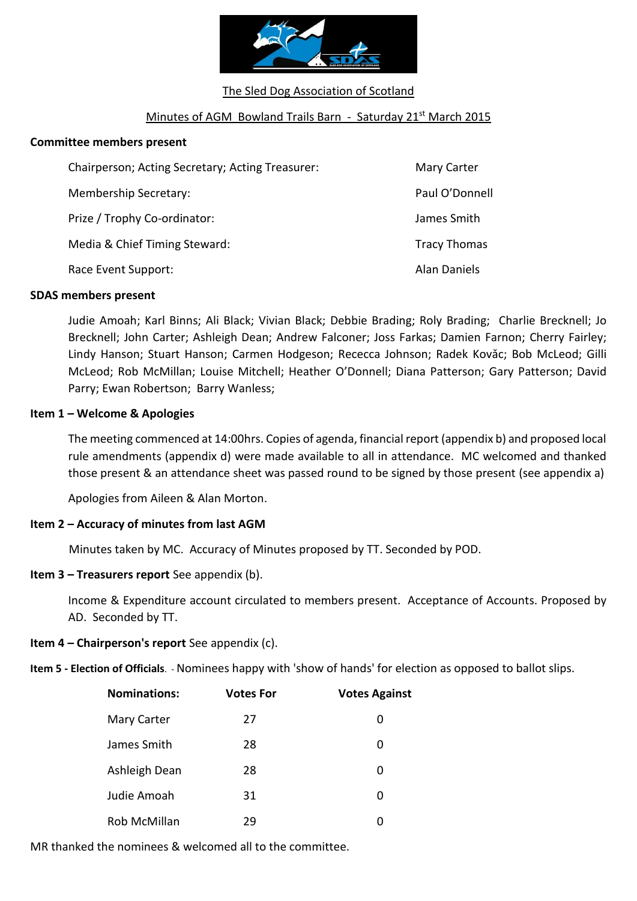The Sled Dog Association of Scotland

Minutes of AGM Bowland Trails Barn - Saturday 21st March 2015

**Committee members present**

| | |
|---|---|
| Chairperson; Acting Secretary; Acting Treasurer: | Mary Carter |
| Membership Secretary: | Paul O'Donnell |
| Prize / Trophy Co-ordinator: | James Smith |
| Media & Chief Timing Steward: | Tracy Thomas |
| Race Event Support: | Alan Daniels |

**SDAS members present**

Judie Amoah; Karl Binns; Ali Black; Vivian Black; Debbie Brading; Roly Brading; Charlie Brecknell; Jo Brecknell; John Carter; Ashleigh Dean; Andrew Falconer; Joss Farkas; Damien Farnon; Cherry Fairley; Lindy Hanson; Stuart Hanson; Carmen Hodgeson; Rececca Johnson; Radek Kovăc; Bob McLeod; Gilli McLeod; Rob McMillan; Louise Mitchell; Heather O'Donnell; Diana Patterson; Gary Patterson; David Parry; Ewan Robertson; Barry Wanless;

**Item 1 – Welcome & Apologies**

The meeting commenced at 14:00hrs. Copies of agenda, financial report (appendix b) and proposed local rule amendments (appendix d) were made available to all in attendance. MC welcomed and thanked those present & an attendance sheet was passed round to be signed by those present (see appendix a)

Apologies from Aileen & Alan Morton.

**Item 2 – Accuracy of minutes from last AGM**

Minutes taken by MC. Accuracy of Minutes proposed by TT. Seconded by POD.

**Item 3 – Treasurers report** See appendix (b).

Income & Expenditure account circulated to members present. Acceptance of Accounts. Proposed by AD. Seconded by TT.

**Item 4 – Chairperson's report** See appendix (c).

**Item 5 - Election of Officials**. - Nominees happy with 'show of hands' for election as opposed to ballot slips.

| Nominations: | Votes For | Votes Against |
|---|---|---|
| Mary Carter | 27 | 0 |
| James Smith | 28 | 0 |
| Ashleigh Dean | 28 | 0 |
| Judie Amoah | 31 | 0 |
| Rob McMillan | 29 | 0 |

MR thanked the nominees & welcomed all to the committee.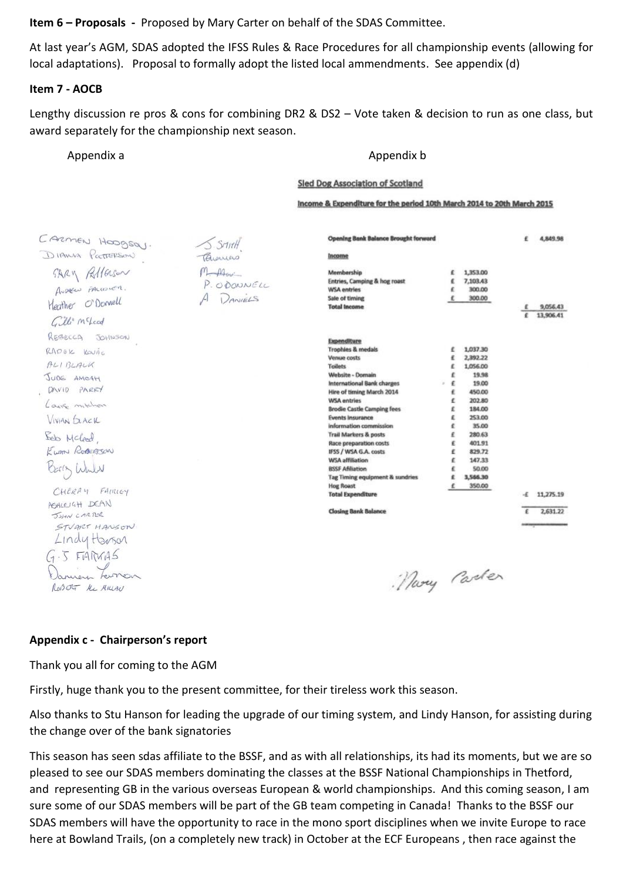**Item 6 – Proposals -** Proposed by Mary Carter on behalf of the SDAS Committee.

At last year's AGM, SDAS adopted the IFSS Rules & Race Procedures for all championship events (allowing for local adaptations). Proposal to formally adopt the listed local ammendments. See appendix (d)

**Item 7 - AOCB**

Lengthy discussion re pros & cons for combining DR2 & DS2 – Vote taken & decision to run as one class, but award separately for the championship next season.

Appendix a

CARMEN HODGSON
DIANA PATTERSON
GARY ALLERSON
ANDREW FALCONER
Heather O'Donnell
Gill McLeod
REBECCA JOHNSON
RADEK KOVÁČ
ALI BLACK
JUDE AMOAH
DAVID PARRY
Louise mitchon
VIVIAN BLACK
Bob McLeod
EWAN ROBERTSON
Betty Walker
CHERAY FAIRLEY
ASHLEIGH DEAN
JOHN CARTER
STUART HANSON
Lindy Hanson
G.S FARKAS
Damien Lennon
ROBERT McMILLAN
S SMITH
TELLOWLAND
M Mow
P. ODONNELL
A DANIELS

Appendix b

Sled Dog Association of Scotland

Income & Expenditure for the period 10th March 2014 to 20th March 2015

| | | |
|---|---|---|
| **Opening Bank Balance Brought forward** | | £ 4,849.98 |
| **Income** | | |
| Membership | £ 1,353.00 | |
| Entries, Camping & hog roast | £ 7,103.43 | |
| WSA entries | £ 300.00 | |
| Sale of timing | £ 300.00 | |
| **Total Income** | | £ 9,056.43 |
| | | £ 13,906.41 |
| **Expenditure** | | |
| Trophies & medals | £ 1,037.30 | |
| Venue costs | £ 2,392.22 | |
| Toilets | £ 1,056.00 | |
| Website - Domain | £ 19.98 | |
| International Bank charges | £ 19.00 | |
| Hire of timing March 2014 | £ 450.00 | |
| WSA entries | £ 202.80 | |
| Brodie Castle Camping fees | £ 184.00 | |
| Events insurance | £ 253.00 | |
| Information commission | £ 35.00 | |
| Trail Markers & posts | £ 280.63 | |
| Race preparation costs | £ 401.91 | |
| IFSS / WSA G.A. costs | £ 829.72 | |
| WSA affiliation | £ 147.33 | |
| BSSF Afiliation | £ 50.00 | |
| Tag Timing equipment & sundries | £ 3,566.30 | |
| Hog Roast | £ 350.00 | |
| **Total Expenditure** | | -£ 11,275.19 |
| **Closing Bank Balance** | | £ 2,631.22 |

Mary Carter

**Appendix c - Chairperson's report**

Thank you all for coming to the AGM

Firstly, huge thank you to the present committee, for their tireless work this season.

Also thanks to Stu Hanson for leading the upgrade of our timing system, and Lindy Hanson, for assisting during the change over of the bank signatories

This season has seen sdas affiliate to the BSSF, and as with all relationships, its had its moments, but we are so pleased to see our SDAS members dominating the classes at the BSSF National Championships in Thetford, and representing GB in the various overseas European & world championships. And this coming season, I am sure some of our SDAS members will be part of the GB team competing in Canada! Thanks to the BSSF our SDAS members will have the opportunity to race in the mono sport disciplines when we invite Europe to race here at Bowland Trails, (on a completely new track) in October at the ECF Europeans , then race against the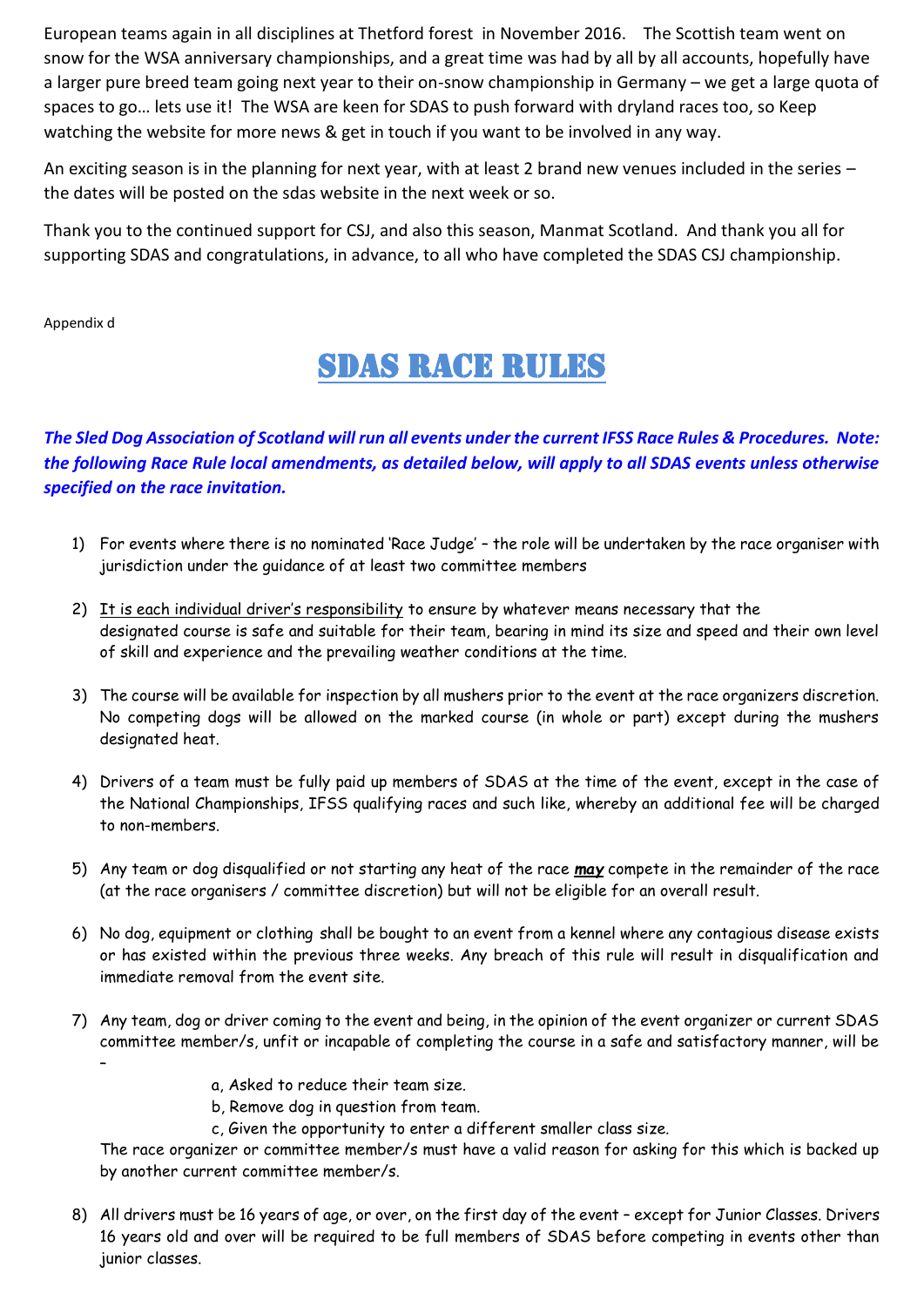European teams again in all disciplines at Thetford forest in November 2016. The Scottish team went on snow for the WSA anniversary championships, and a great time was had by all by all accounts, hopefully have a larger pure breed team going next year to their on-snow championship in Germany – we get a large quota of spaces to go… lets use it! The WSA are keen for SDAS to push forward with dryland races too, so Keep watching the website for more news & get in touch if you want to be involved in any way.

An exciting season is in the planning for next year, with at least 2 brand new venues included in the series – the dates will be posted on the sdas website in the next week or so.

Thank you to the continued support for CSJ, and also this season, Manmat Scotland. And thank you all for supporting SDAS and congratulations, in advance, to all who have completed the SDAS CSJ championship.

Appendix d

# SDAS RACE RULES

***The Sled Dog Association of Scotland will run all events under the current IFSS Race Rules & Procedures. Note: the following Race Rule local amendments, as detailed below, will apply to all SDAS events unless otherwise specified on the race invitation.***

1) For events where there is no nominated 'Race Judge' – the role will be undertaken by the race organiser with jurisdiction under the guidance of at least two committee members

2) It is each individual driver's responsibility to ensure by whatever means necessary that the designated course is safe and suitable for their team, bearing in mind its size and speed and their own level of skill and experience and the prevailing weather conditions at the time.

3) The course will be available for inspection by all mushers prior to the event at the race organizers discretion. No competing dogs will be allowed on the marked course (in whole or part) except during the mushers designated heat.

4) Drivers of a team must be fully paid up members of SDAS at the time of the event, except in the case of the National Championships, IFSS qualifying races and such like, whereby an additional fee will be charged to non-members.

5) Any team or dog disqualified or not starting any heat of the race ***may*** compete in the remainder of the race (at the race organisers / committee discretion) but will not be eligible for an overall result.

6) No dog, equipment or clothing shall be bought to an event from a kennel where any contagious disease exists or has existed within the previous three weeks. Any breach of this rule will result in disqualification and immediate removal from the event site.

7) Any team, dog or driver coming to the event and being, in the opinion of the event organizer or current SDAS committee member/s, unfit or incapable of completing the course in a safe and satisfactory manner, will be –

    a, Asked to reduce their team size.
    b, Remove dog in question from team.
    c, Given the opportunity to enter a different smaller class size.

   The race organizer or committee member/s must have a valid reason for asking for this which is backed up by another current committee member/s.

8) All drivers must be 16 years of age, or over, on the first day of the event – except for Junior Classes. Drivers 16 years old and over will be required to be full members of SDAS before competing in events other than junior classes.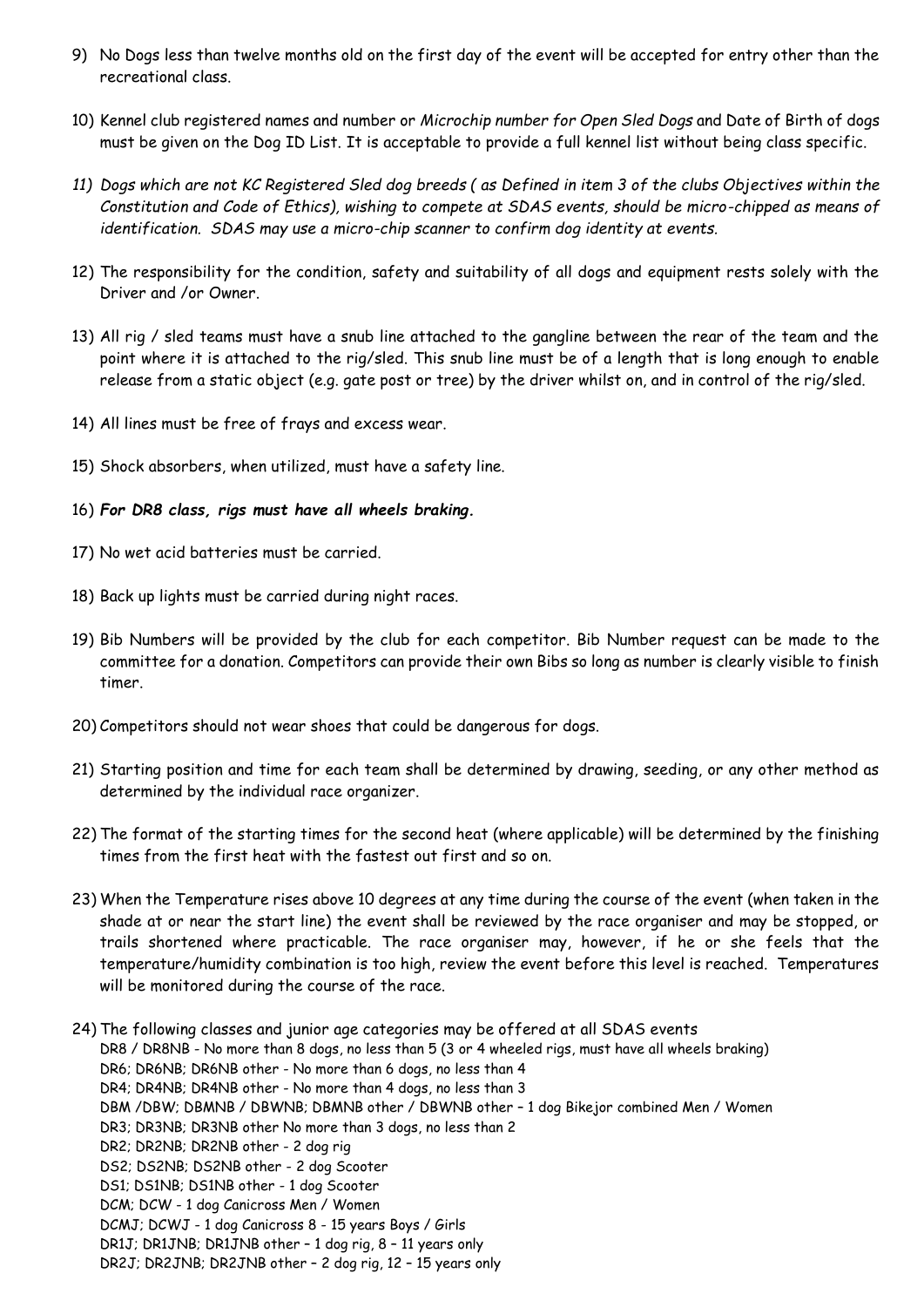9) No Dogs less than twelve months old on the first day of the event will be accepted for entry other than the recreational class.

10) Kennel club registered names and number or *Microchip number for Open Sled Dogs* and Date of Birth of dogs must be given on the Dog ID List. It is acceptable to provide a full kennel list without being class specific.

11) *Dogs which are not KC Registered Sled dog breeds ( as Defined in item 3 of the clubs Objectives within the Constitution and Code of Ethics), wishing to compete at SDAS events, should be micro-chipped as means of identification. SDAS may use a micro-chip scanner to confirm dog identity at events.*

12) The responsibility for the condition, safety and suitability of all dogs and equipment rests solely with the Driver and /or Owner.

13) All rig / sled teams must have a snub line attached to the gangline between the rear of the team and the point where it is attached to the rig/sled. This snub line must be of a length that is long enough to enable release from a static object (e.g. gate post or tree) by the driver whilst on, and in control of the rig/sled.

14) All lines must be free of frays and excess wear.

15) Shock absorbers, when utilized, must have a safety line.

16) ***For DR8 class, rigs must have all wheels braking.***

17) No wet acid batteries must be carried.

18) Back up lights must be carried during night races.

19) Bib Numbers will be provided by the club for each competitor. Bib Number request can be made to the committee for a donation. Competitors can provide their own Bibs so long as number is clearly visible to finish timer.

20) Competitors should not wear shoes that could be dangerous for dogs.

21) Starting position and time for each team shall be determined by drawing, seeding, or any other method as determined by the individual race organizer.

22) The format of the starting times for the second heat (where applicable) will be determined by the finishing times from the first heat with the fastest out first and so on.

23) When the Temperature rises above 10 degrees at any time during the course of the event (when taken in the shade at or near the start line) the event shall be reviewed by the race organiser and may be stopped, or trails shortened where practicable. The race organiser may, however, if he or she feels that the temperature/humidity combination is too high, review the event before this level is reached. Temperatures will be monitored during the course of the race.

24) The following classes and junior age categories may be offered at all SDAS events
    DR8 / DR8NB - No more than 8 dogs, no less than 5 (3 or 4 wheeled rigs, must have all wheels braking)
    DR6; DR6NB; DR6NB other - No more than 6 dogs, no less than 4
    DR4; DR4NB; DR4NB other - No more than 4 dogs, no less than 3
    DBM /DBW; DBMNB / DBWNB; DBMNB other / DBWNB other – 1 dog Bikejor combined Men / Women
    DR3; DR3NB; DR3NB other No more than 3 dogs, no less than 2
    DR2; DR2NB; DR2NB other - 2 dog rig
    DS2; DS2NB; DS2NB other - 2 dog Scooter
    DS1; DS1NB; DS1NB other - 1 dog Scooter
    DCM; DCW - 1 dog Canicross Men / Women
    DCMJ; DCWJ - 1 dog Canicross 8 - 15 years Boys / Girls
    DR1J; DR1JNB; DR1JNB other – 1 dog rig, 8 – 11 years only
    DR2J; DR2JNB; DR2JNB other – 2 dog rig, 12 – 15 years only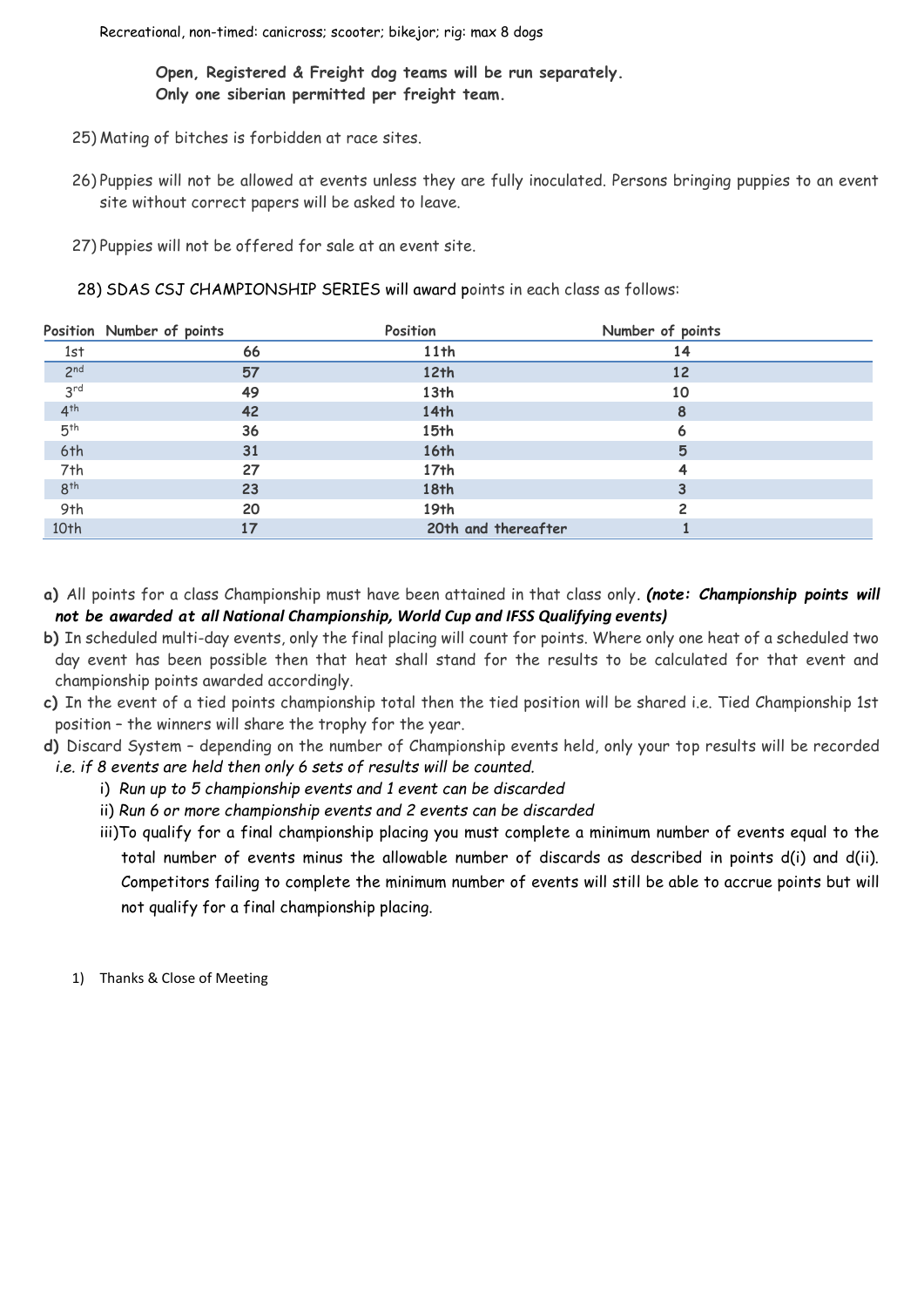Recreational, non-timed: canicross; scooter; bikejor; rig: max 8 dogs

**Open, Registered & Freight dog teams will be run separately.**
**Only one siberian permitted per freight team.**

25) Mating of bitches is forbidden at race sites.

26) Puppies will not be allowed at events unless they are fully inoculated. Persons bringing puppies to an event site without correct papers will be asked to leave.

27) Puppies will not be offered for sale at an event site.

28) SDAS CSJ CHAMPIONSHIP SERIES will award points in each class as follows:

| Position | Number of points | Position | Number of points |
|---|---|---|---|
| 1st | 66 | 11th | 14 |
| 2nd | 57 | 12th | 12 |
| 3rd | 49 | 13th | 10 |
| 4th | 42 | 14th | 8 |
| 5th | 36 | 15th | 6 |
| 6th | 31 | 16th | 5 |
| 7th | 27 | 17th | 4 |
| 8th | 23 | 18th | 3 |
| 9th | 20 | 19th | 2 |
| 10th | 17 | 20th and thereafter | 1 |

**a)** All points for a class Championship must have been attained in that class only. ***(note: Championship points will not be awarded at all National Championship, World Cup and IFSS Qualifying events)***

**b)** In scheduled multi-day events, only the final placing will count for points. Where only one heat of a scheduled two day event has been possible then that heat shall stand for the results to be calculated for that event and championship points awarded accordingly.

**c)** In the event of a tied points championship total then the tied position will be shared i.e. Tied Championship 1st position – the winners will share the trophy for the year.

**d)** Discard System – depending on the number of Championship events held, only your top results will be recorded *i.e. if 8 events are held then only 6 sets of results will be counted.*

i) *Run up to 5 championship events and 1 event can be discarded*

ii) *Run 6 or more championship events and 2 events can be discarded*

iii) To qualify for a final championship placing you must complete a minimum number of events equal to the total number of events minus the allowable number of discards as described in points d(i) and d(ii). Competitors failing to complete the minimum number of events will still be able to accrue points but will not qualify for a final championship placing.

1) Thanks & Close of Meeting